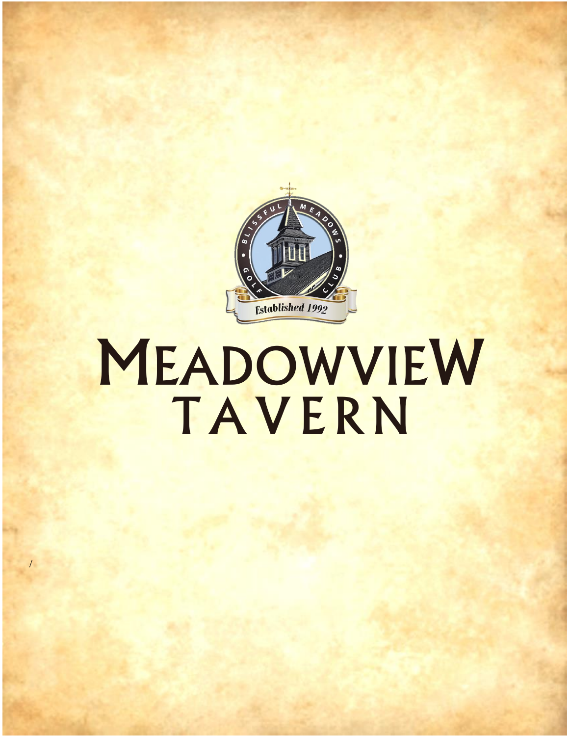BLISSFUL MEADOWS GOLF CLUB

Established 1992

# MEADOWVIEW TAVERN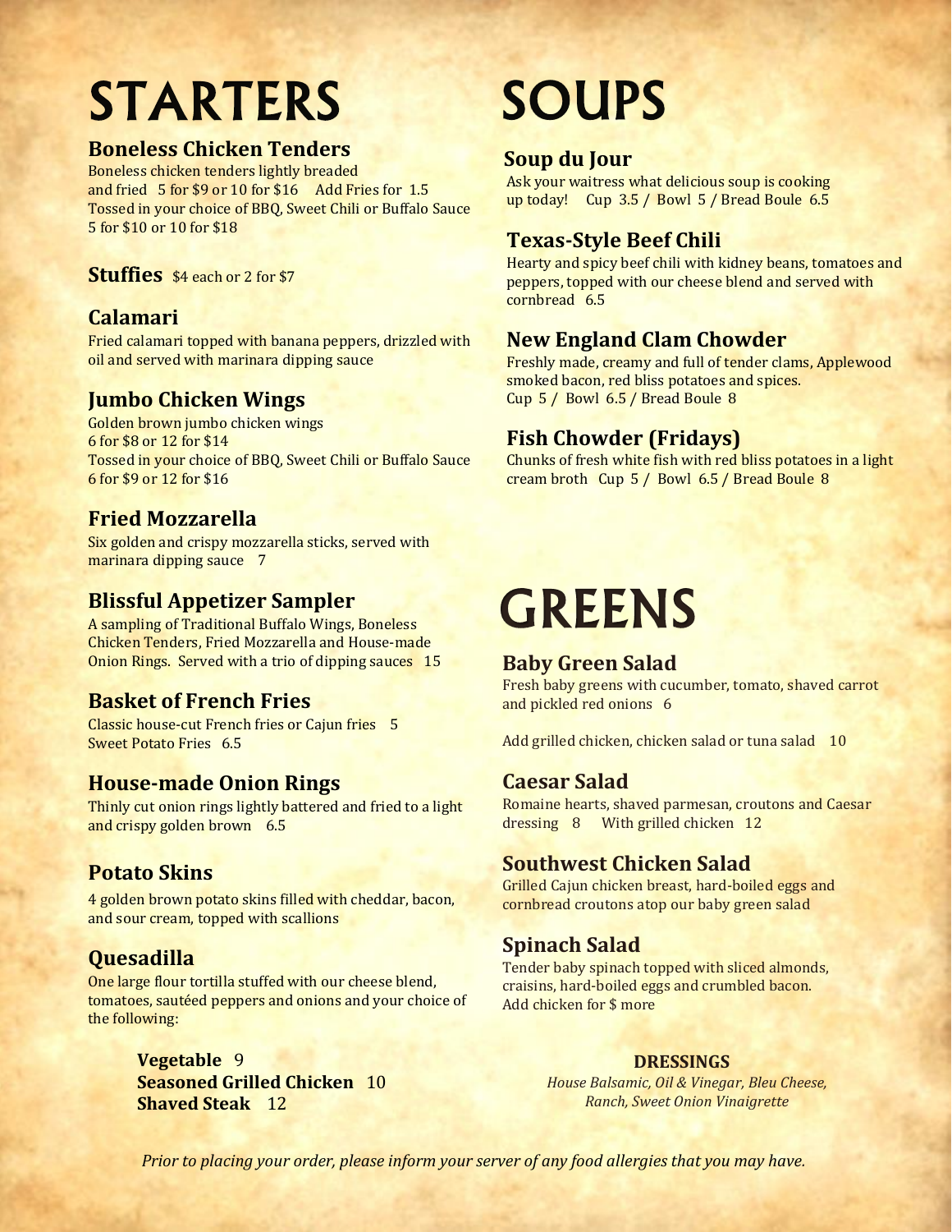# STARTERS

## Boneless Chicken Tenders

Boneless chicken tenders lightly breaded and fried 5 for $9 or 10 for $16 Add Fries for 1.5
Tossed in your choice of BBQ, Sweet Chili or Buffalo Sauce 5 for $10 or 10 for $18

## Stuffies $4 each or 2 for $7

## Calamari

Fried calamari topped with banana peppers, drizzled with oil and served with marinara dipping sauce

## Jumbo Chicken Wings

Golden brown jumbo chicken wings
6 for $8 or 12 for $14
Tossed in your choice of BBQ, Sweet Chili or Buffalo Sauce
6 for $9 or 12 for $16

## Fried Mozzarella

Six golden and crispy mozzarella sticks, served with marinara dipping sauce 7

## Blissful Appetizer Sampler

A sampling of Traditional Buffalo Wings, Boneless Chicken Tenders, Fried Mozzarella and House-made Onion Rings. Served with a trio of dipping sauces 15

## Basket of French Fries

Classic house-cut French fries or Cajun fries 5
Sweet Potato Fries 6.5

## House-made Onion Rings

Thinly cut onion rings lightly battered and fried to a light and crispy golden brown 6.5

## Potato Skins

4 golden brown potato skins filled with cheddar, bacon, and sour cream, topped with scallions

## Quesadilla

One large flour tortilla stuffed with our cheese blend, tomatoes, sautéed peppers and onions and your choice of the following:

**Vegetable** 9
**Seasoned Grilled Chicken** 10
**Shaved Steak** 12

# SOUPS

## Soup du Jour

Ask your waitress what delicious soup is cooking up today! Cup 3.5 / Bowl 5 / Bread Boule 6.5

## Texas-Style Beef Chili

Hearty and spicy beef chili with kidney beans, tomatoes and peppers, topped with our cheese blend and served with cornbread 6.5

## New England Clam Chowder

Freshly made, creamy and full of tender clams, Applewood smoked bacon, red bliss potatoes and spices.
Cup 5 / Bowl 6.5 / Bread Boule 8

## Fish Chowder (Fridays)

Chunks of fresh white fish with red bliss potatoes in a light cream broth Cup 5 / Bowl 6.5 / Bread Boule 8

# GREENS

## Baby Green Salad

Fresh baby greens with cucumber, tomato, shaved carrot and pickled red onions 6

Add grilled chicken, chicken salad or tuna salad 10

## Caesar Salad

Romaine hearts, shaved parmesan, croutons and Caesar dressing 8 With grilled chicken 12

## Southwest Chicken Salad

Grilled Cajun chicken breast, hard-boiled eggs and cornbread croutons atop our baby green salad

## Spinach Salad

Tender baby spinach topped with sliced almonds, craisins, hard-boiled eggs and crumbled bacon.
Add chicken for $ more

**DRESSINGS**

*House Balsamic, Oil & Vinegar, Bleu Cheese, Ranch, Sweet Onion Vinaigrette*

*Prior to placing your order, please inform your server of any food allergies that you may have.*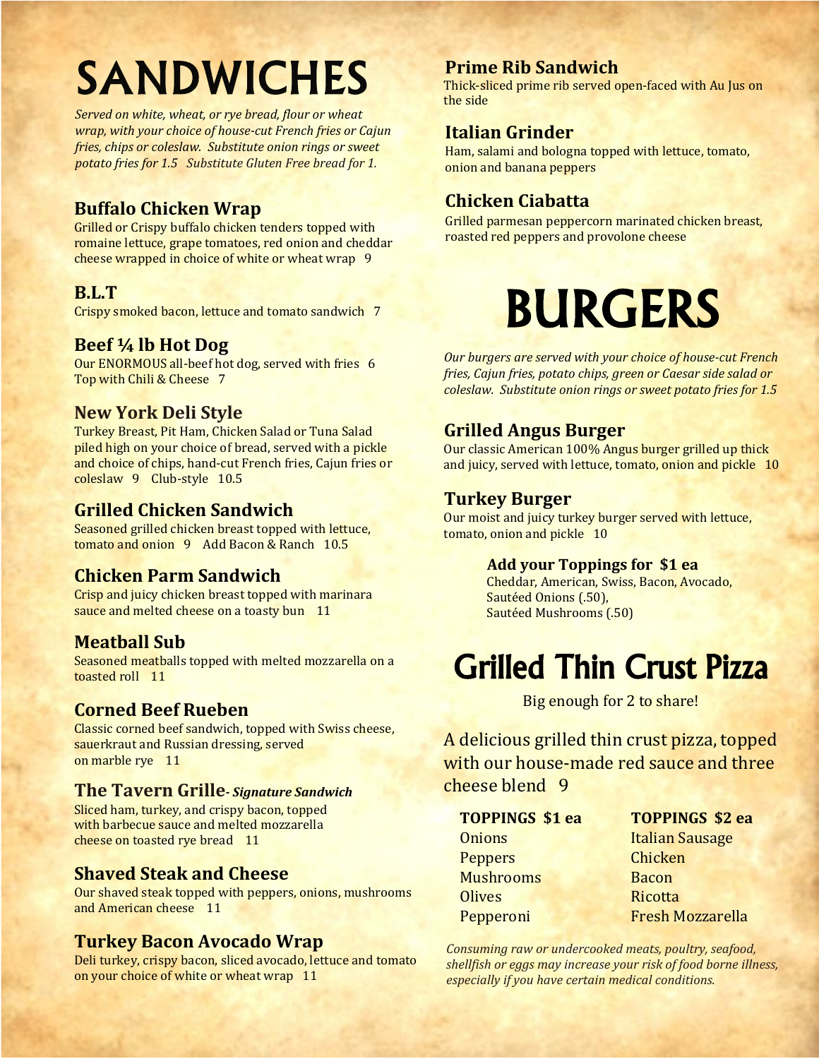# SANDWICHES

*Served on white, wheat, or rye bread, flour or wheat wrap, with your choice of house-cut French fries or Cajun fries, chips or coleslaw. Substitute onion rings or sweet potato fries for 1.5 Substitute Gluten Free bread for 1.*

### Buffalo Chicken Wrap

Grilled or Crispy buffalo chicken tenders topped with romaine lettuce, grape tomatoes, red onion and cheddar cheese wrapped in choice of white or wheat wrap 9

### B.L.T

Crispy smoked bacon, lettuce and tomato sandwich 7

### Beef ¼ lb Hot Dog

Our ENORMOUS all-beef hot dog, served with fries 6
Top with Chili & Cheese 7

### New York Deli Style

Turkey Breast, Pit Ham, Chicken Salad or Tuna Salad piled high on your choice of bread, served with a pickle and choice of chips, hand-cut French fries, Cajun fries or coleslaw 9 Club-style 10.5

### Grilled Chicken Sandwich

Seasoned grilled chicken breast topped with lettuce, tomato and onion 9 Add Bacon & Ranch 10.5

### Chicken Parm Sandwich

Crisp and juicy chicken breast topped with marinara sauce and melted cheese on a toasty bun 11

### Meatball Sub

Seasoned meatballs topped with melted mozzarella on a toasted roll 11

### Corned Beef Rueben

Classic corned beef sandwich, topped with Swiss cheese, sauerkraut and Russian dressing, served on marble rye 11

### The Tavern Grille- *Signature Sandwich*

Sliced ham, turkey, and crispy bacon, topped with barbecue sauce and melted mozzarella cheese on toasted rye bread 11

### Shaved Steak and Cheese

Our shaved steak topped with peppers, onions, mushrooms and American cheese 11

### Turkey Bacon Avocado Wrap

Deli turkey, crispy bacon, sliced avocado, lettuce and tomato on your choice of white or wheat wrap 11

### Prime Rib Sandwich

Thick-sliced prime rib served open-faced with Au Jus on the side

### Italian Grinder

Ham, salami and bologna topped with lettuce, tomato, onion and banana peppers

### Chicken Ciabatta

Grilled parmesan peppercorn marinated chicken breast, roasted red peppers and provolone cheese

# BURGERS

*Our burgers are served with your choice of house-cut French fries, Cajun fries, potato chips, green or Caesar side salad or coleslaw. Substitute onion rings or sweet potato fries for 1.5*

### Grilled Angus Burger

Our classic American 100% Angus burger grilled up thick and juicy, served with lettuce, tomato, onion and pickle 10

### Turkey Burger

Our moist and juicy turkey burger served with lettuce, tomato, onion and pickle 10

**Add your Toppings for $1 ea**
Cheddar, American, Swiss, Bacon, Avocado,
Sautéed Onions (.50),
Sautéed Mushrooms (.50)

# Grilled Thin Crust Pizza

Big enough for 2 to share!

A delicious grilled thin crust pizza, topped with our house-made red sauce and three cheese blend 9

| TOPPINGS $1 ea | TOPPINGS $2 ea |
|---|---|
| Onions | Italian Sausage |
| Peppers | Chicken |
| Mushrooms | Bacon |
| Olives | Ricotta |
| Pepperoni | Fresh Mozzarella |

*Consuming raw or undercooked meats, poultry, seafood, shellfish or eggs may increase your risk of food borne illness, especially if you have certain medical conditions.*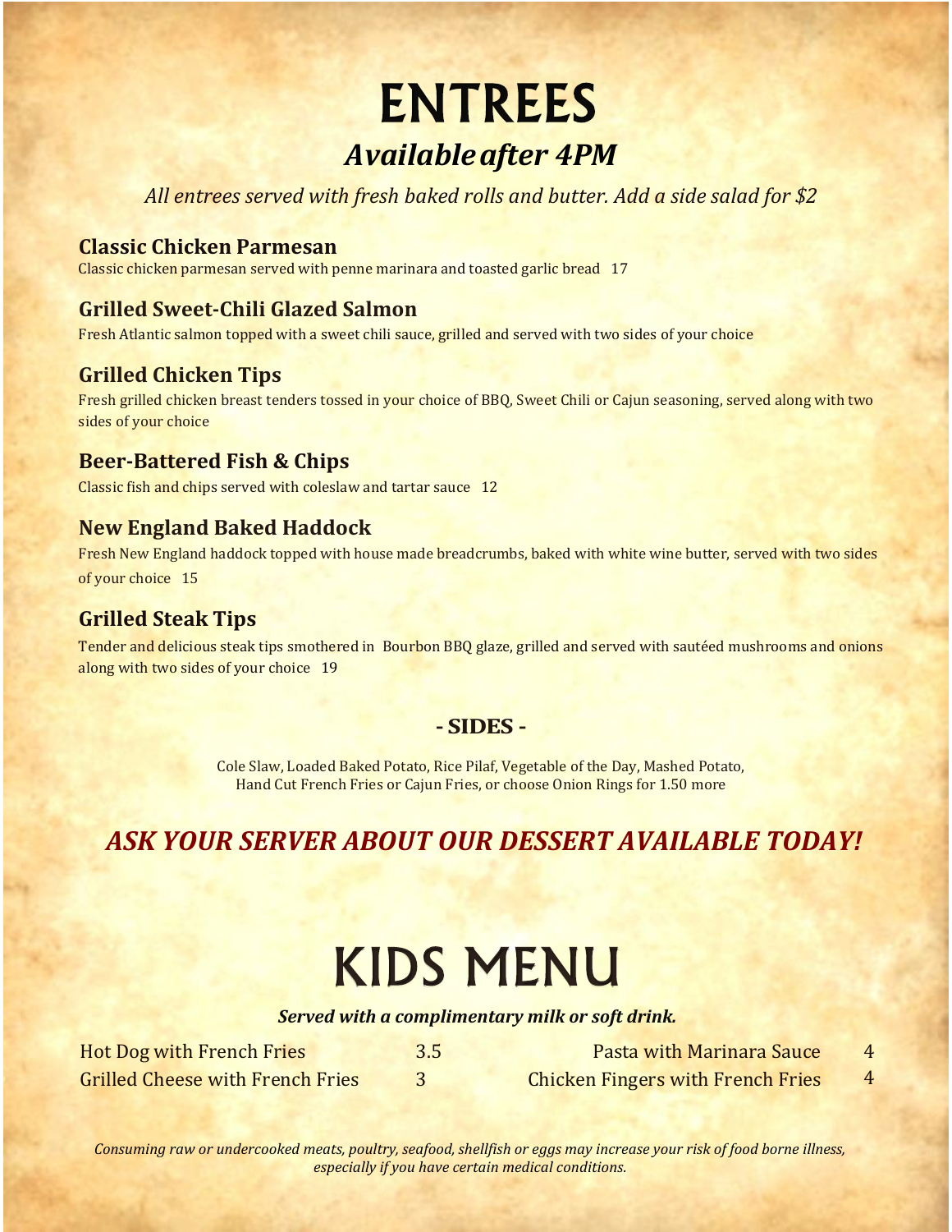# ENTREES

## *Available after 4PM*

*All entrees served with fresh baked rolls and butter. Add a side salad for $2*

### Classic Chicken Parmesan

Classic chicken parmesan served with penne marinara and toasted garlic bread 17

### Grilled Sweet-Chili Glazed Salmon

Fresh Atlantic salmon topped with a sweet chili sauce, grilled and served with two sides of your choice

### Grilled Chicken Tips

Fresh grilled chicken breast tenders tossed in your choice of BBQ, Sweet Chili or Cajun seasoning, served along with two sides of your choice

### Beer-Battered Fish & Chips

Classic fish and chips served with coleslaw and tartar sauce 12

### New England Baked Haddock

Fresh New England haddock topped with house made breadcrumbs, baked with white wine butter, served with two sides of your choice 15

### Grilled Steak Tips

Tender and delicious steak tips smothered in Bourbon BBQ glaze, grilled and served with sautéed mushrooms and onions along with two sides of your choice 19

### - SIDES -

Cole Slaw, Loaded Baked Potato, Rice Pilaf, Vegetable of the Day, Mashed Potato,
Hand Cut French Fries or Cajun Fries, or choose Onion Rings for 1.50 more

***ASK YOUR SERVER ABOUT OUR DESSERT AVAILABLE TODAY!***

# KIDS MENU

***Served with a complimentary milk or soft drink.***

| | | | |
|---|---|---|---|
| Hot Dog with French Fries | 3.5 | Pasta with Marinara Sauce | 4 |
| Grilled Cheese with French Fries | 3 | Chicken Fingers with French Fries | 4 |

*Consuming raw or undercooked meats, poultry, seafood, shellfish or eggs may increase your risk of food borne illness, especially if you have certain medical conditions.*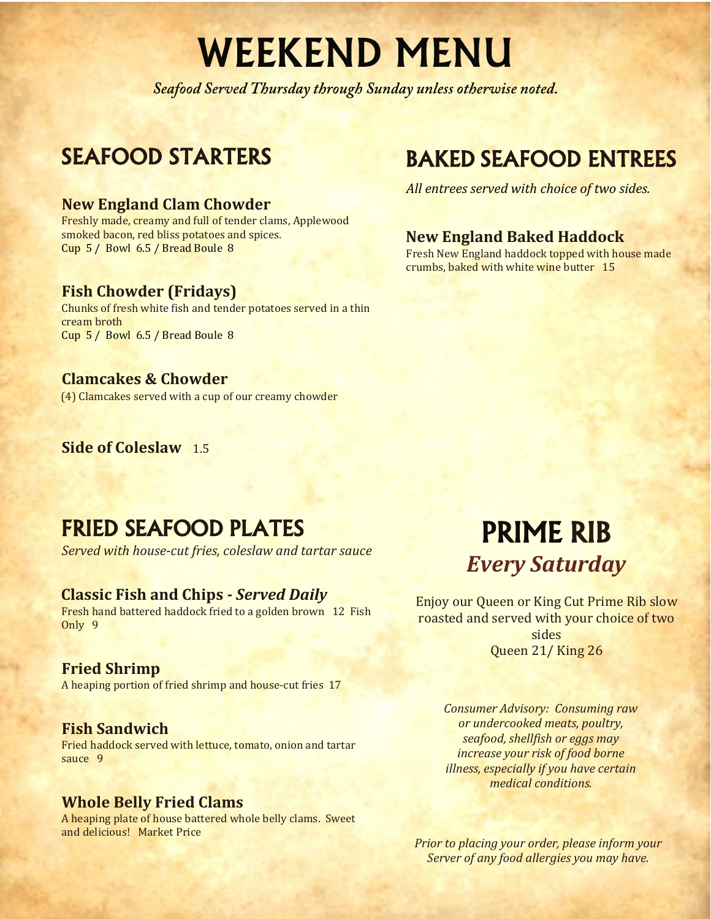# WEEKEND MENU

*Seafood Served Thursday through Sunday unless otherwise noted.*

## SEAFOOD STARTERS

### New England Clam Chowder

Freshly made, creamy and full of tender clams, Applewood smoked bacon, red bliss potatoes and spices.
Cup 5 / Bowl 6.5 / Bread Boule 8

### Fish Chowder (Fridays)

Chunks of fresh white fish and tender potatoes served in a thin cream broth
Cup 5 / Bowl 6.5 / Bread Boule 8

### Clamcakes & Chowder

(4) Clamcakes served with a cup of our creamy chowder

**Side of Coleslaw** 1.5

## FRIED SEAFOOD PLATES

*Served with house-cut fries, coleslaw and tartar sauce*

### Classic Fish and Chips - *Served Daily*

Fresh hand battered haddock fried to a golden brown 12 Fish Only 9

### Fried Shrimp

A heaping portion of fried shrimp and house-cut fries 17

### Fish Sandwich

Fried haddock served with lettuce, tomato, onion and tartar sauce 9

### Whole Belly Fried Clams

A heaping plate of house battered whole belly clams. Sweet and delicious! Market Price

## BAKED SEAFOOD ENTREES

*All entrees served with choice of two sides.*

### New England Baked Haddock

Fresh New England haddock topped with house made crumbs, baked with white wine butter 15

## PRIME RIB

***Every Saturday***

Enjoy our Queen or King Cut Prime Rib slow roasted and served with your choice of two sides
Queen 21/ King 26

*Consumer Advisory: Consuming raw or undercooked meats, poultry, seafood, shellfish or eggs may increase your risk of food borne illness, especially if you have certain medical conditions.*

*Prior to placing your order, please inform your Server of any food allergies you may have.*